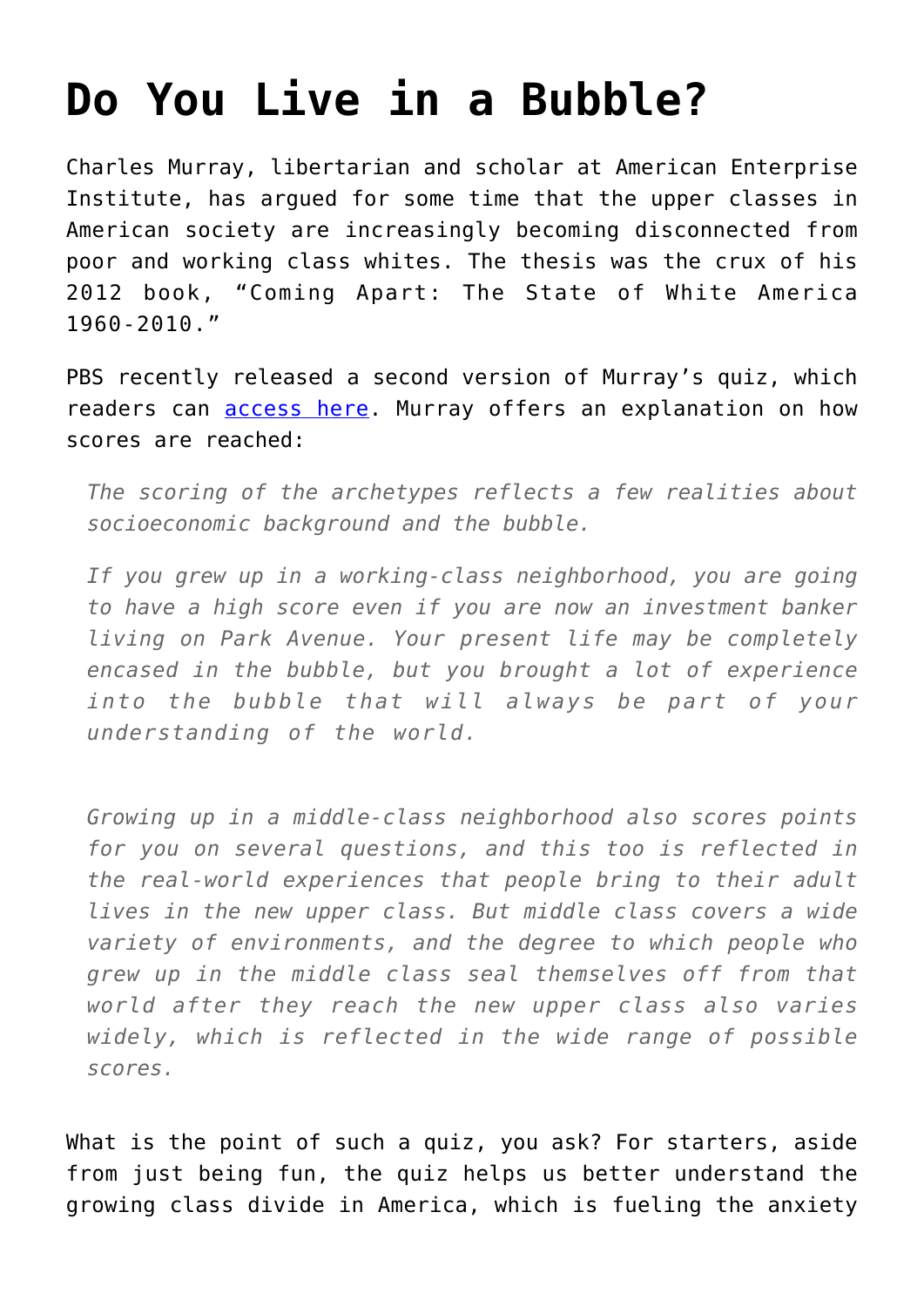# Do You Live in a Bubble?

Charles Murray, libertarian and scholar at American Enterprise Institute, has argued for some time that the upper classes in American society are increasingly becoming disconnected from poor and working class whites. The thesis was the crux of his 2012 book, "Coming Apart: The State of White America 1960-2010."

PBS recently released a second version of Murray's quiz, which readers can access here. Murray offers an explanation on how scores are reached:

> *The scoring of the archetypes reflects a few realities about socioeconomic background and the bubble.*
>
> *If you grew up in a working-class neighborhood, you are going to have a high score even if you are now an investment banker living on Park Avenue. Your present life may be completely encased in the bubble, but you brought a lot of experience into the bubble that will always be part of your understanding of the world.*
>
> *Growing up in a middle-class neighborhood also scores points for you on several questions, and this too is reflected in the real-world experiences that people bring to their adult lives in the new upper class. But middle class covers a wide variety of environments, and the degree to which people who grew up in the middle class seal themselves off from that world after they reach the new upper class also varies widely, which is reflected in the wide range of possible scores.*

What is the point of such a quiz, you ask? For starters, aside from just being fun, the quiz helps us better understand the growing class divide in America, which is fueling the anxiety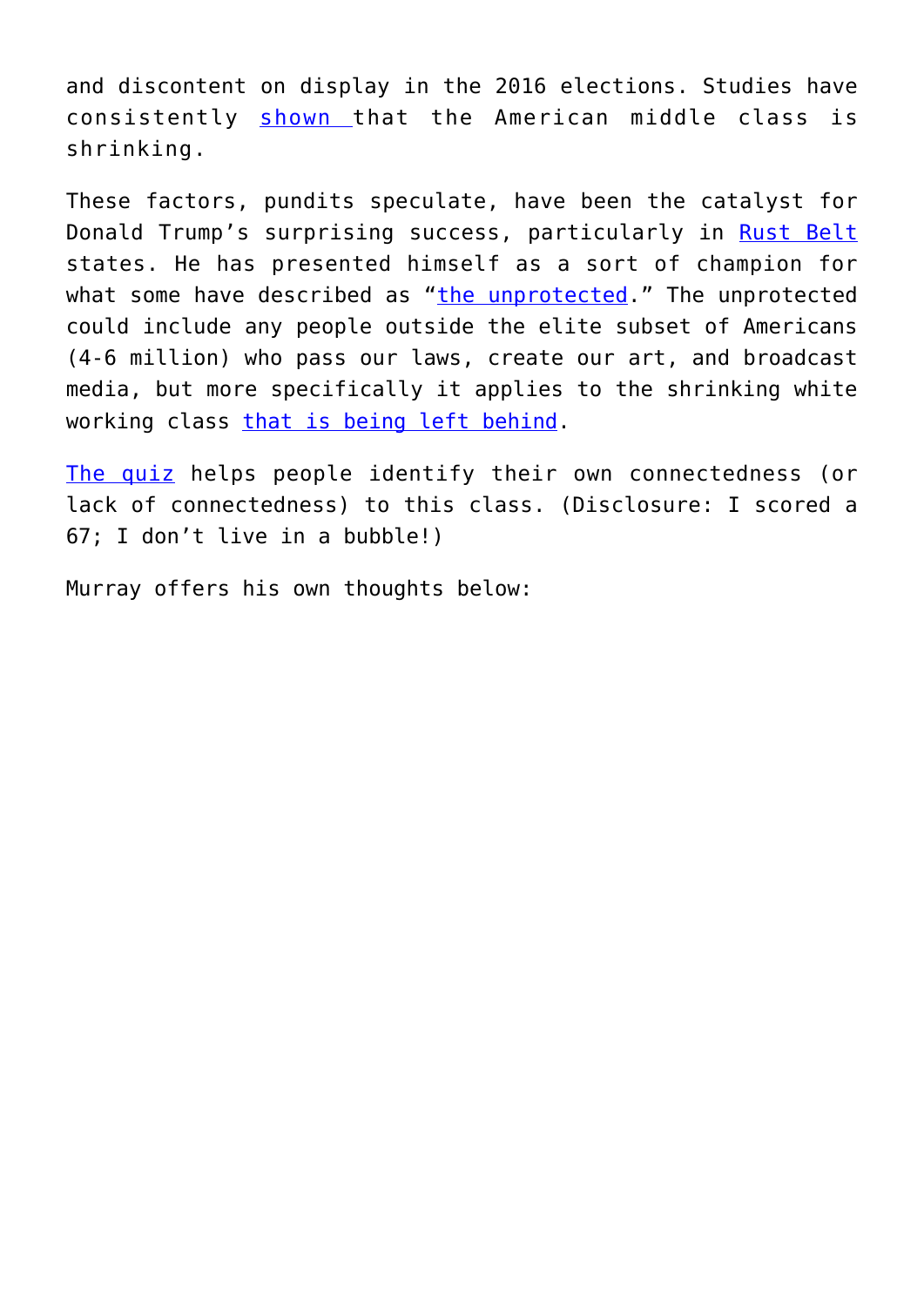and discontent on display in the 2016 elections. Studies have consistently [shown](#) that the American middle class is shrinking.

These factors, pundits speculate, have been the catalyst for Donald Trump's surprising success, particularly in [Rust Belt](#) states. He has presented himself as a sort of champion for what some have described as "[the unprotected](#)." The unprotected could include any people outside the elite subset of Americans (4-6 million) who pass our laws, create our art, and broadcast media, but more specifically it applies to the shrinking white working class [that is being left behind](#).

[The quiz](#) helps people identify their own connectedness (or lack of connectedness) to this class. (Disclosure: I scored a 67; I don't live in a bubble!)

Murray offers his own thoughts below: